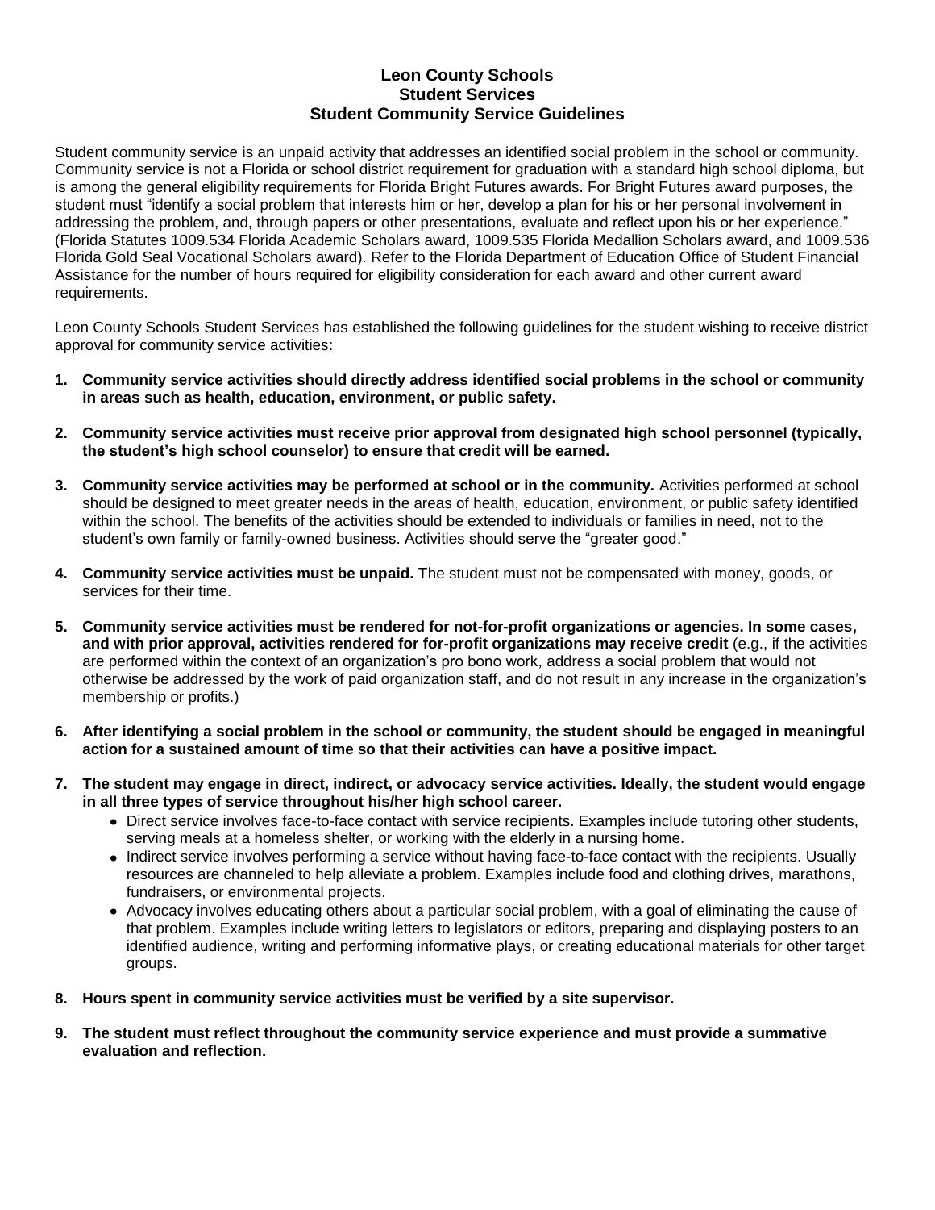# Leon County Schools
## Student Services
## Student Community Service Guidelines

Student community service is an unpaid activity that addresses an identified social problem in the school or community. Community service is not a Florida or school district requirement for graduation with a standard high school diploma, but is among the general eligibility requirements for Florida Bright Futures awards. For Bright Futures award purposes, the student must "identify a social problem that interests him or her, develop a plan for his or her personal involvement in addressing the problem, and, through papers or other presentations, evaluate and reflect upon his or her experience." (Florida Statutes 1009.534 Florida Academic Scholars award, 1009.535 Florida Medallion Scholars award, and 1009.536 Florida Gold Seal Vocational Scholars award). Refer to the Florida Department of Education Office of Student Financial Assistance for the number of hours required for eligibility consideration for each award and other current award requirements.

Leon County Schools Student Services has established the following guidelines for the student wishing to receive district approval for community service activities:

1. **Community service activities should directly address identified social problems in the school or community in areas such as health, education, environment, or public safety.**

2. **Community service activities must receive prior approval from designated high school personnel (typically, the student's high school counselor) to ensure that credit will be earned.**

3. **Community service activities may be performed at school or in the community.** Activities performed at school should be designed to meet greater needs in the areas of health, education, environment, or public safety identified within the school. The benefits of the activities should be extended to individuals or families in need, not to the student's own family or family-owned business. Activities should serve the "greater good."

4. **Community service activities must be unpaid.** The student must not be compensated with money, goods, or services for their time.

5. **Community service activities must be rendered for not-for-profit organizations or agencies. In some cases, and with prior approval, activities rendered for for-profit organizations may receive credit** (e.g., if the activities are performed within the context of an organization's pro bono work, address a social problem that would not otherwise be addressed by the work of paid organization staff, and do not result in any increase in the organization's membership or profits.)

6. **After identifying a social problem in the school or community, the student should be engaged in meaningful action for a sustained amount of time so that their activities can have a positive impact.**

7. **The student may engage in direct, indirect, or advocacy service activities. Ideally, the student would engage in all three types of service throughout his/her high school career.**
   - Direct service involves face-to-face contact with service recipients. Examples include tutoring other students, serving meals at a homeless shelter, or working with the elderly in a nursing home.
   - Indirect service involves performing a service without having face-to-face contact with the recipients. Usually resources are channeled to help alleviate a problem. Examples include food and clothing drives, marathons, fundraisers, or environmental projects.
   - Advocacy involves educating others about a particular social problem, with a goal of eliminating the cause of that problem. Examples include writing letters to legislators or editors, preparing and displaying posters to an identified audience, writing and performing informative plays, or creating educational materials for other target groups.

8. **Hours spent in community service activities must be verified by a site supervisor.**

9. **The student must reflect throughout the community service experience and must provide a summative evaluation and reflection.**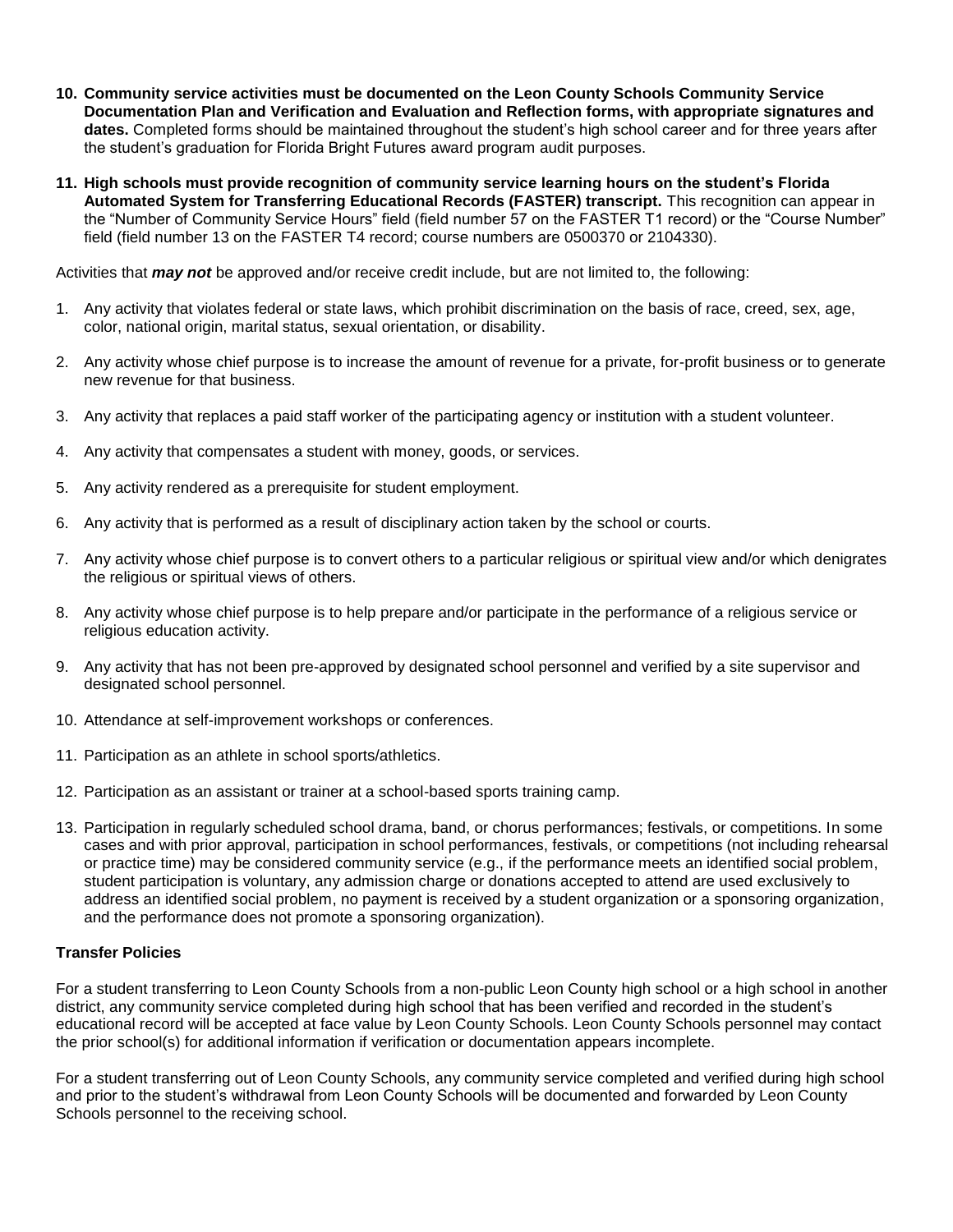10. **Community service activities must be documented on the Leon County Schools Community Service Documentation Plan and Verification and Evaluation and Reflection forms, with appropriate signatures and dates.** Completed forms should be maintained throughout the student's high school career and for three years after the student's graduation for Florida Bright Futures award program audit purposes.

11. **High schools must provide recognition of community service learning hours on the student's Florida Automated System for Transferring Educational Records (FASTER) transcript.** This recognition can appear in the "Number of Community Service Hours" field (field number 57 on the FASTER T1 record) or the "Course Number" field (field number 13 on the FASTER T4 record; course numbers are 0500370 or 2104330).

Activities that ***may not*** be approved and/or receive credit include, but are not limited to, the following:

1. Any activity that violates federal or state laws, which prohibit discrimination on the basis of race, creed, sex, age, color, national origin, marital status, sexual orientation, or disability.
2. Any activity whose chief purpose is to increase the amount of revenue for a private, for-profit business or to generate new revenue for that business.
3. Any activity that replaces a paid staff worker of the participating agency or institution with a student volunteer.
4. Any activity that compensates a student with money, goods, or services.
5. Any activity rendered as a prerequisite for student employment.
6. Any activity that is performed as a result of disciplinary action taken by the school or courts.
7. Any activity whose chief purpose is to convert others to a particular religious or spiritual view and/or which denigrates the religious or spiritual views of others.
8. Any activity whose chief purpose is to help prepare and/or participate in the performance of a religious service or religious education activity.
9. Any activity that has not been pre-approved by designated school personnel and verified by a site supervisor and designated school personnel.
10. Attendance at self-improvement workshops or conferences.
11. Participation as an athlete in school sports/athletics.
12. Participation as an assistant or trainer at a school-based sports training camp.
13. Participation in regularly scheduled school drama, band, or chorus performances; festivals, or competitions. In some cases and with prior approval, participation in school performances, festivals, or competitions (not including rehearsal or practice time) may be considered community service (e.g., if the performance meets an identified social problem, student participation is voluntary, any admission charge or donations accepted to attend are used exclusively to address an identified social problem, no payment is received by a student organization or a sponsoring organization, and the performance does not promote a sponsoring organization).

### Transfer Policies

For a student transferring to Leon County Schools from a non-public Leon County high school or a high school in another district, any community service completed during high school that has been verified and recorded in the student's educational record will be accepted at face value by Leon County Schools. Leon County Schools personnel may contact the prior school(s) for additional information if verification or documentation appears incomplete.

For a student transferring out of Leon County Schools, any community service completed and verified during high school and prior to the student's withdrawal from Leon County Schools will be documented and forwarded by Leon County Schools personnel to the receiving school.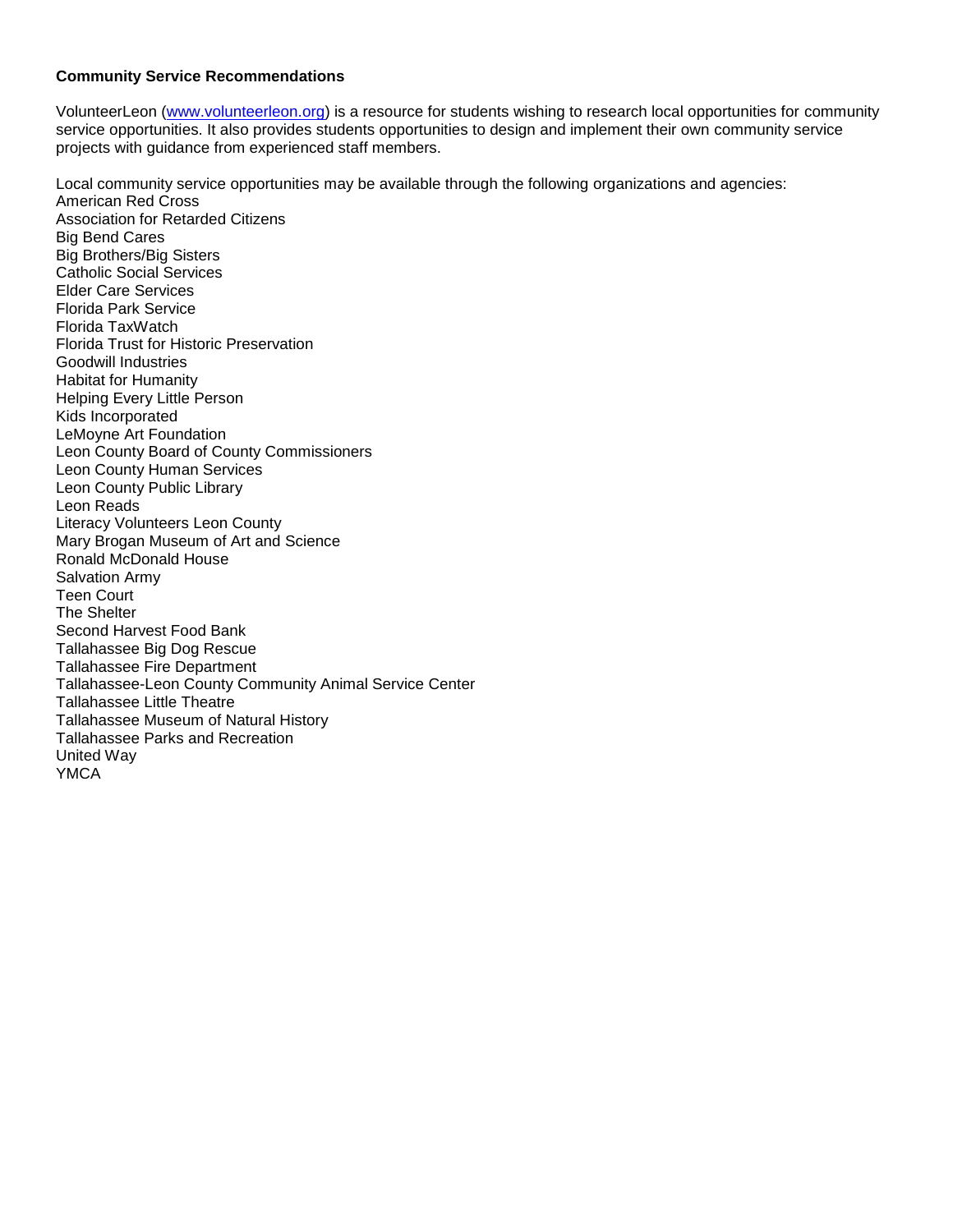**Community Service Recommendations**

VolunteerLeon ([www.volunteerleon.org](http://www.volunteerleon.org)) is a resource for students wishing to research local opportunities for community service opportunities. It also provides students opportunities to design and implement their own community service projects with guidance from experienced staff members.

Local community service opportunities may be available through the following organizations and agencies:

American Red Cross
Association for Retarded Citizens
Big Bend Cares
Big Brothers/Big Sisters
Catholic Social Services
Elder Care Services
Florida Park Service
Florida TaxWatch
Florida Trust for Historic Preservation
Goodwill Industries
Habitat for Humanity
Helping Every Little Person
Kids Incorporated
LeMoyne Art Foundation
Leon County Board of County Commissioners
Leon County Human Services
Leon County Public Library
Leon Reads
Literacy Volunteers Leon County
Mary Brogan Museum of Art and Science
Ronald McDonald House
Salvation Army
Teen Court
The Shelter
Second Harvest Food Bank
Tallahassee Big Dog Rescue
Tallahassee Fire Department
Tallahassee-Leon County Community Animal Service Center
Tallahassee Little Theatre
Tallahassee Museum of Natural History
Tallahassee Parks and Recreation
United Way
YMCA